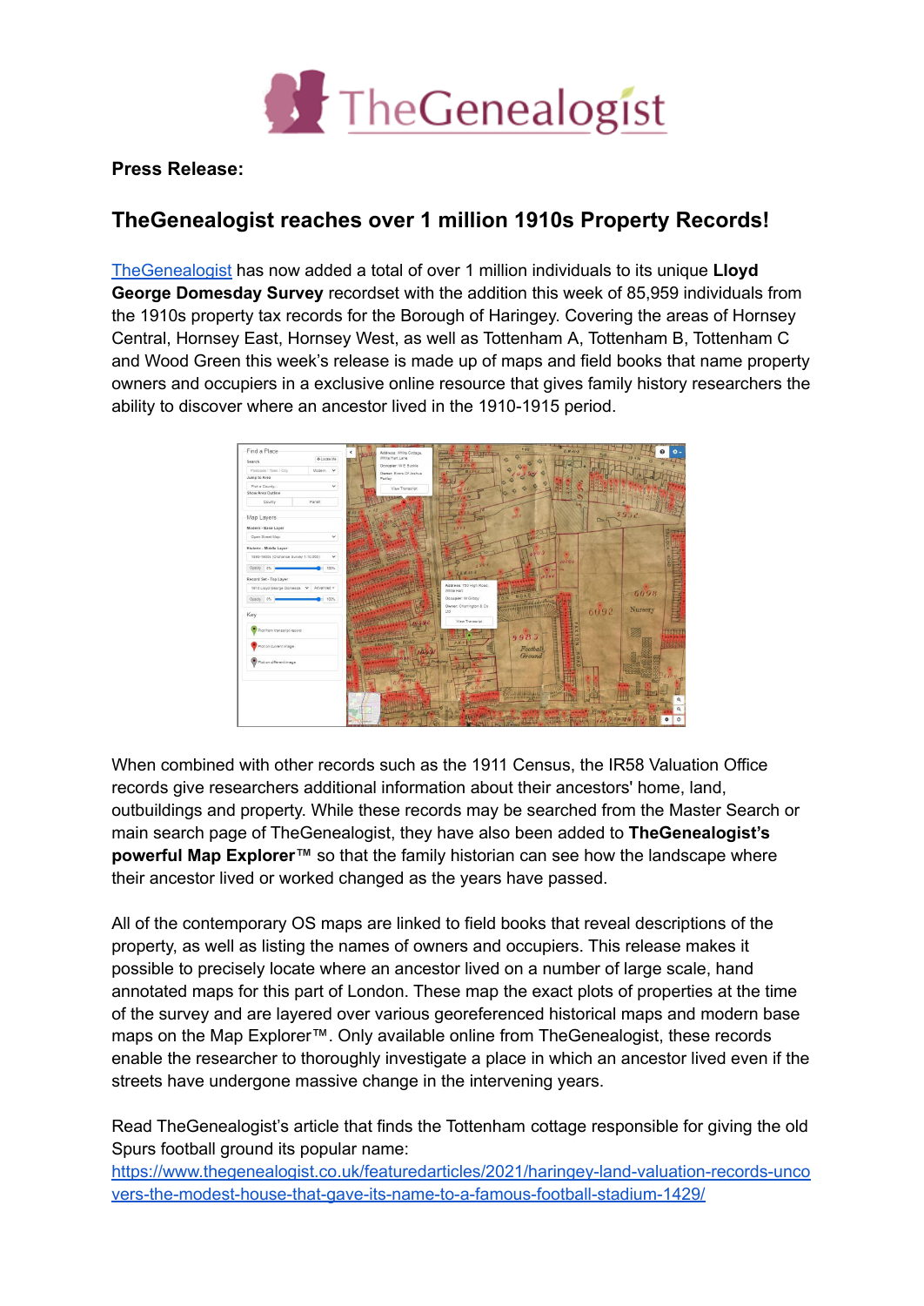TheGenealogist

**Press Release:**

## TheGenealogist reaches over 1 million 1910s Property Records!

TheGenealogist has now added a total of over 1 million individuals to its unique **Lloyd George Domesday Survey** recordset with the addition this week of 85,959 individuals from the 1910s property tax records for the Borough of Haringey. Covering the areas of Hornsey Central, Hornsey East, Hornsey West, as well as Tottenham A, Tottenham B, Tottenham C and Wood Green this week's release is made up of maps and field books that name property owners and occupiers in a exclusive online resource that gives family history researchers the ability to discover where an ancestor lived in the 1910-1915 period.

When combined with other records such as the 1911 Census, the IR58 Valuation Office records give researchers additional information about their ancestors' home, land, outbuildings and property. While these records may be searched from the Master Search or main search page of TheGenealogist, they have also been added to **TheGenealogist's powerful Map Explorer™** so that the family historian can see how the landscape where their ancestor lived or worked changed as the years have passed.

All of the contemporary OS maps are linked to field books that reveal descriptions of the property, as well as listing the names of owners and occupiers. This release makes it possible to precisely locate where an ancestor lived on a number of large scale, hand annotated maps for this part of London. These map the exact plots of properties at the time of the survey and are layered over various georeferenced historical maps and modern base maps on the Map Explorer™. Only available online from TheGenealogist, these records enable the researcher to thoroughly investigate a place in which an ancestor lived even if the streets have undergone massive change in the intervening years.

Read TheGenealogist's article that finds the Tottenham cottage responsible for giving the old Spurs football ground its popular name:
https://www.thegenealogist.co.uk/featuredarticles/2021/haringey-land-valuation-records-uncovers-the-modest-house-that-gave-its-name-to-a-famous-football-stadium-1429/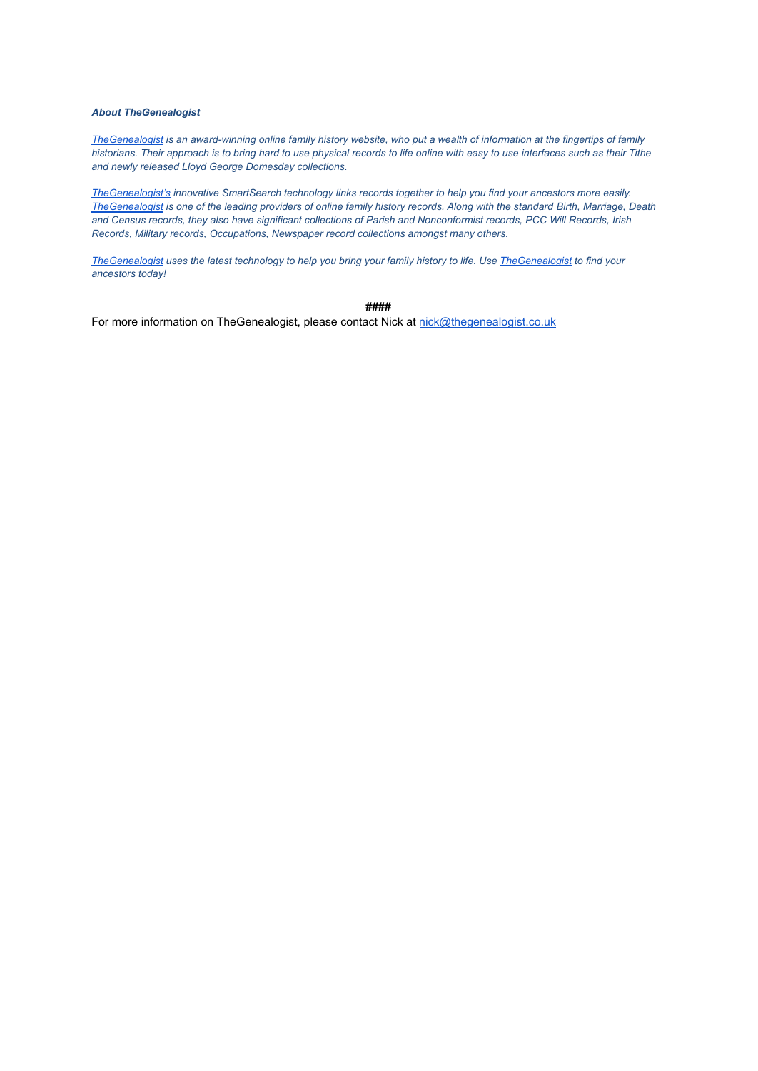***About TheGenealogist***

*TheGenealogist is an award-winning online family history website, who put a wealth of information at the fingertips of family historians. Their approach is to bring hard to use physical records to life online with easy to use interfaces such as their Tithe and newly released Lloyd George Domesday collections.*

*TheGenealogist's innovative SmartSearch technology links records together to help you find your ancestors more easily. TheGenealogist is one of the leading providers of online family history records. Along with the standard Birth, Marriage, Death and Census records, they also have significant collections of Parish and Nonconformist records, PCC Will Records, Irish Records, Military records, Occupations, Newspaper record collections amongst many others.*

*TheGenealogist uses the latest technology to help you bring your family history to life. Use TheGenealogist to find your ancestors today!*

**####**

For more information on TheGenealogist, please contact Nick at nick@thegenealogist.co.uk